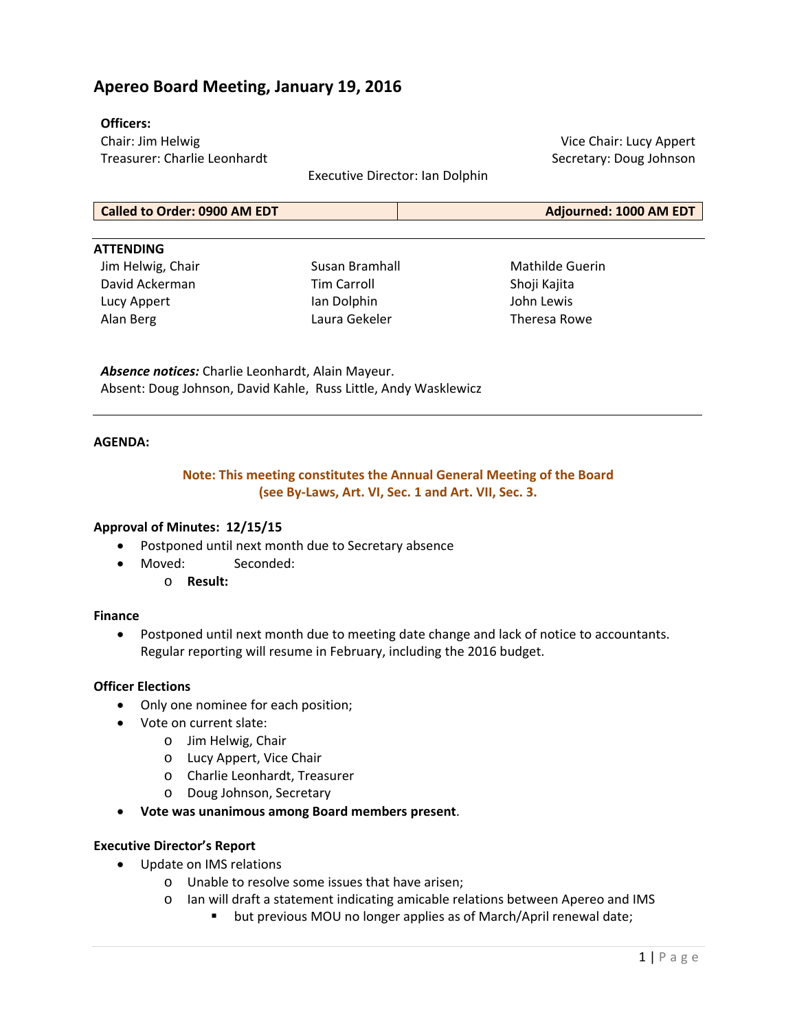# Apereo Board Meeting, January 19, 2016

**Officers:**

Chair: Jim Helwig
Vice Chair: Lucy Appert
Treasurer: Charlie Leonhardt
Secretary: Doug Johnson
Executive Director: Ian Dolphin

| Called to Order: 0900 AM EDT | Adjourned: 1000 AM EDT |
|---|---|

**ATTENDING**

| | | |
|---|---|---|
| Jim Helwig, Chair | Susan Bramhall | Mathilde Guerin |
| David Ackerman | Tim Carroll | Shoji Kajita |
| Lucy Appert | Ian Dolphin | John Lewis |
| Alan Berg | Laura Gekeler | Theresa Rowe |

***Absence notices:*** Charlie Leonhardt, Alain Mayeur.
Absent: Doug Johnson, David Kahle, Russ Little, Andy Wasklewicz

**AGENDA:**

**Note: This meeting constitutes the Annual General Meeting of the Board (see By-Laws, Art. VI, Sec. 1 and Art. VII, Sec. 3.**

**Approval of Minutes: 12/15/15**

- Postponed until next month due to Secretary absence
- Moved: Seconded:
  - **Result:**

**Finance**

- Postponed until next month due to meeting date change and lack of notice to accountants. Regular reporting will resume in February, including the 2016 budget.

**Officer Elections**

- Only one nominee for each position;
- Vote on current slate:
  - Jim Helwig, Chair
  - Lucy Appert, Vice Chair
  - Charlie Leonhardt, Treasurer
  - Doug Johnson, Secretary
- **Vote was unanimous among Board members present**.

**Executive Director's Report**

- Update on IMS relations
  - Unable to resolve some issues that have arisen;
  - Ian will draft a statement indicating amicable relations between Apereo and IMS
    - but previous MOU no longer applies as of March/April renewal date;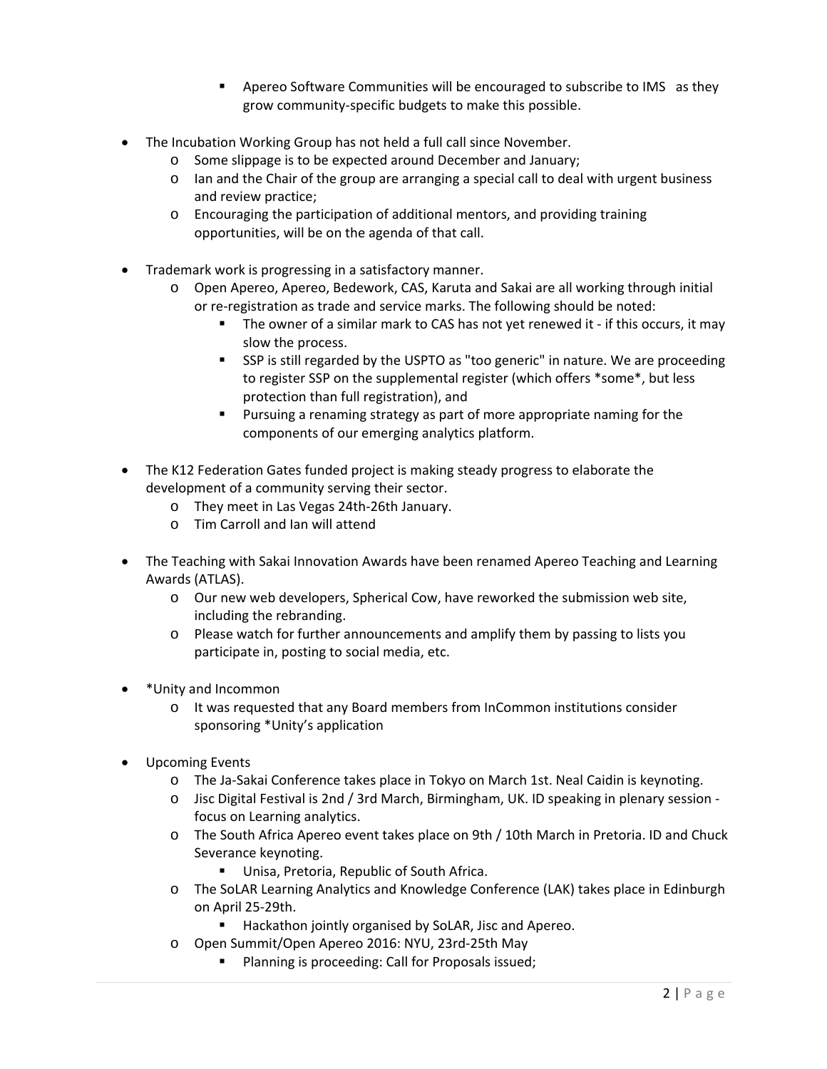- Apereo Software Communities will be encouraged to subscribe to IMS as they grow community-specific budgets to make this possible.

- The Incubation Working Group has not held a full call since November.
    - Some slippage is to be expected around December and January;
    - Ian and the Chair of the group are arranging a special call to deal with urgent business and review practice;
    - Encouraging the participation of additional mentors, and providing training opportunities, will be on the agenda of that call.

- Trademark work is progressing in a satisfactory manner.
    - Open Apereo, Apereo, Bedework, CAS, Karuta and Sakai are all working through initial or re-registration as trade and service marks. The following should be noted:
        - The owner of a similar mark to CAS has not yet renewed it - if this occurs, it may slow the process.
        - SSP is still regarded by the USPTO as "too generic" in nature. We are proceeding to register SSP on the supplemental register (which offers *some*, but less protection than full registration), and
        - Pursuing a renaming strategy as part of more appropriate naming for the components of our emerging analytics platform.

- The K12 Federation Gates funded project is making steady progress to elaborate the development of a community serving their sector.
    - They meet in Las Vegas 24th-26th January.
    - Tim Carroll and Ian will attend

- The Teaching with Sakai Innovation Awards have been renamed Apereo Teaching and Learning Awards (ATLAS).
    - Our new web developers, Spherical Cow, have reworked the submission web site, including the rebranding.
    - Please watch for further announcements and amplify them by passing to lists you participate in, posting to social media, etc.

- *Unity and Incommon
    - It was requested that any Board members from InCommon institutions consider sponsoring *Unity's application

- Upcoming Events
    - The Ja-Sakai Conference takes place in Tokyo on March 1st. Neal Caidin is keynoting.
    - Jisc Digital Festival is 2nd / 3rd March, Birmingham, UK. ID speaking in plenary session - focus on Learning analytics.
    - The South Africa Apereo event takes place on 9th / 10th March in Pretoria. ID and Chuck Severance keynoting.
        - Unisa, Pretoria, Republic of South Africa.
    - The SoLAR Learning Analytics and Knowledge Conference (LAK) takes place in Edinburgh on April 25-29th.
        - Hackathon jointly organised by SoLAR, Jisc and Apereo.
    - Open Summit/Open Apereo 2016: NYU, 23rd-25th May
        - Planning is proceeding: Call for Proposals issued;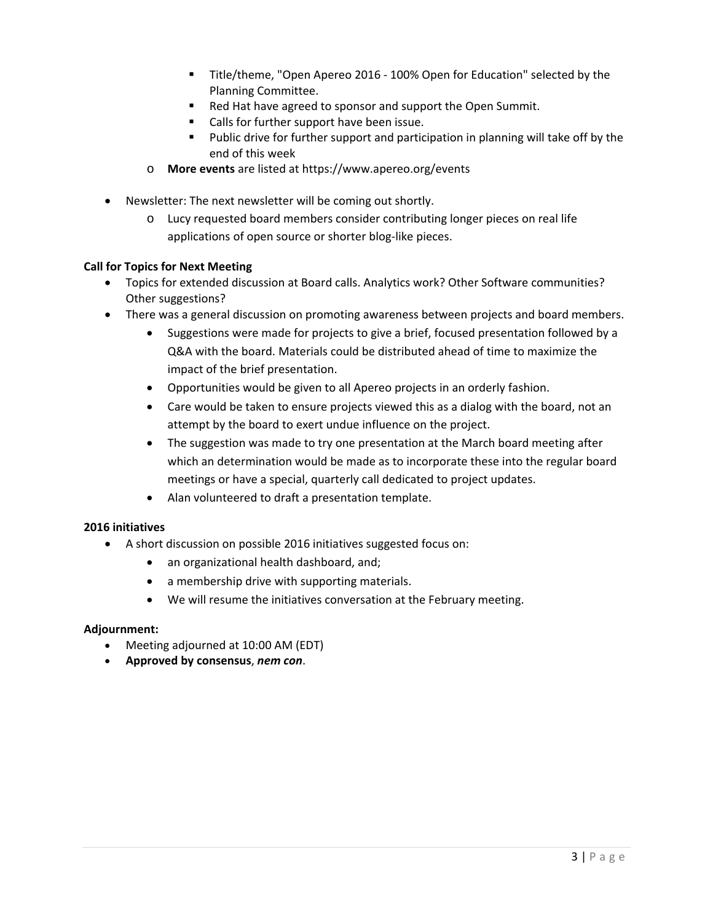- Title/theme, "Open Apereo 2016 - 100% Open for Education" selected by the Planning Committee.
        - Red Hat have agreed to sponsor and support the Open Summit.
        - Calls for further support have been issue.
        - Public drive for further support and participation in planning will take off by the end of this week
    - **More events** are listed at https://www.apereo.org/events

- Newsletter: The next newsletter will be coming out shortly.
    - Lucy requested board members consider contributing longer pieces on real life applications of open source or shorter blog-like pieces.

**Call for Topics for Next Meeting**

- Topics for extended discussion at Board calls. Analytics work? Other Software communities? Other suggestions?
- There was a general discussion on promoting awareness between projects and board members.
    - Suggestions were made for projects to give a brief, focused presentation followed by a Q&A with the board. Materials could be distributed ahead of time to maximize the impact of the brief presentation.
    - Opportunities would be given to all Apereo projects in an orderly fashion.
    - Care would be taken to ensure projects viewed this as a dialog with the board, not an attempt by the board to exert undue influence on the project.
    - The suggestion was made to try one presentation at the March board meeting after which an determination would be made as to incorporate these into the regular board meetings or have a special, quarterly call dedicated to project updates.
    - Alan volunteered to draft a presentation template.

**2016 initiatives**

- A short discussion on possible 2016 initiatives suggested focus on:
    - an organizational health dashboard, and;
    - a membership drive with supporting materials.
    - We will resume the initiatives conversation at the February meeting.

**Adjournment:**

- Meeting adjourned at 10:00 AM (EDT)
- **Approved by consensus**, ***nem con***.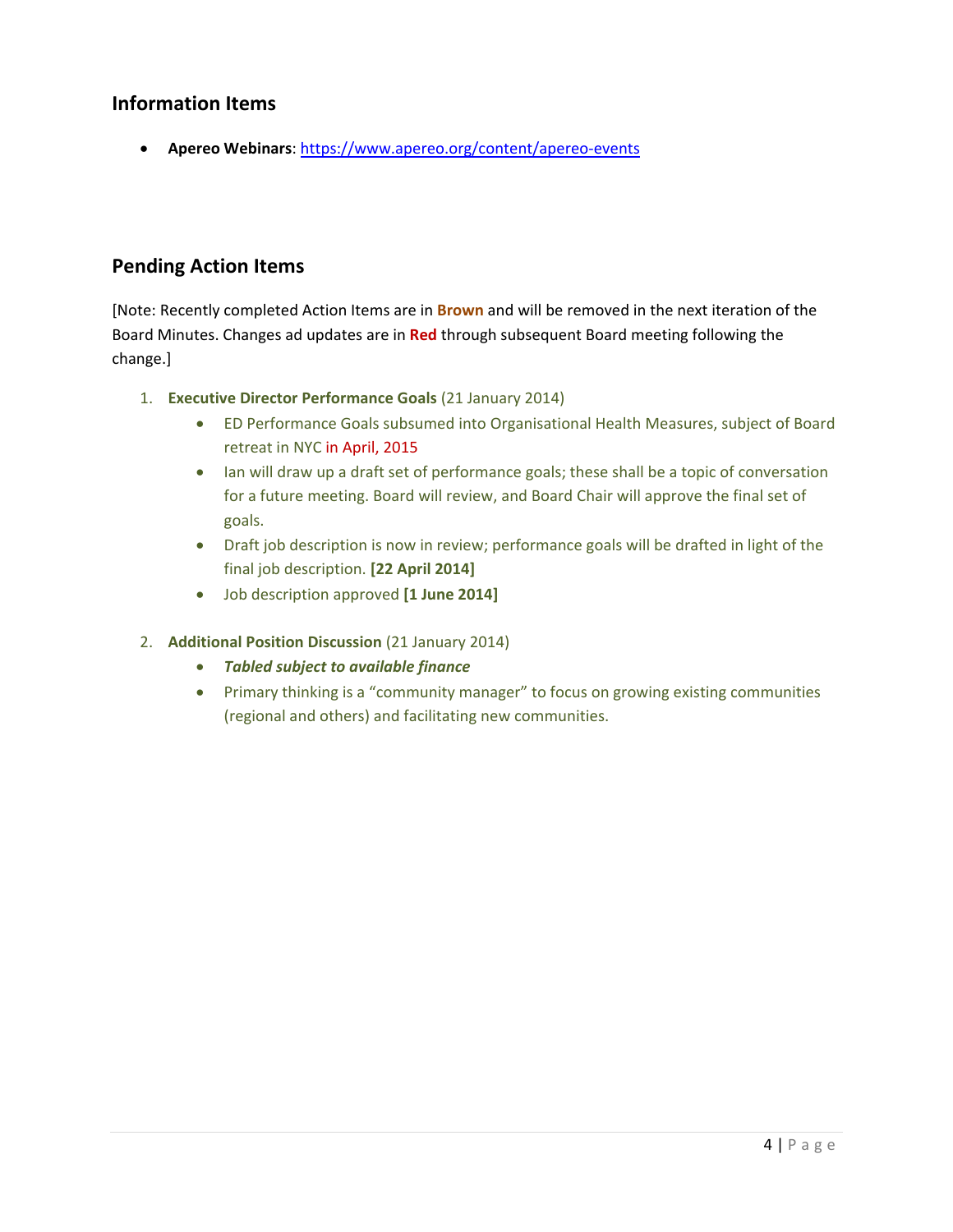## Information Items

- **Apereo Webinars**: https://www.apereo.org/content/apereo-events

## Pending Action Items

[Note: Recently completed Action Items are in **Brown** and will be removed in the next iteration of the Board Minutes. Changes ad updates are in **Red** through subsequent Board meeting following the change.]

1. **Executive Director Performance Goals** (21 January 2014)
   - ED Performance Goals subsumed into Organisational Health Measures, subject of Board retreat in NYC in April, 2015
   - Ian will draw up a draft set of performance goals; these shall be a topic of conversation for a future meeting. Board will review, and Board Chair will approve the final set of goals.
   - Draft job description is now in review; performance goals will be drafted in light of the final job description. **[22 April 2014]**
   - Job description approved **[1 June 2014]**

2. **Additional Position Discussion** (21 January 2014)
   - ***Tabled subject to available finance***
   - Primary thinking is a "community manager" to focus on growing existing communities (regional and others) and facilitating new communities.